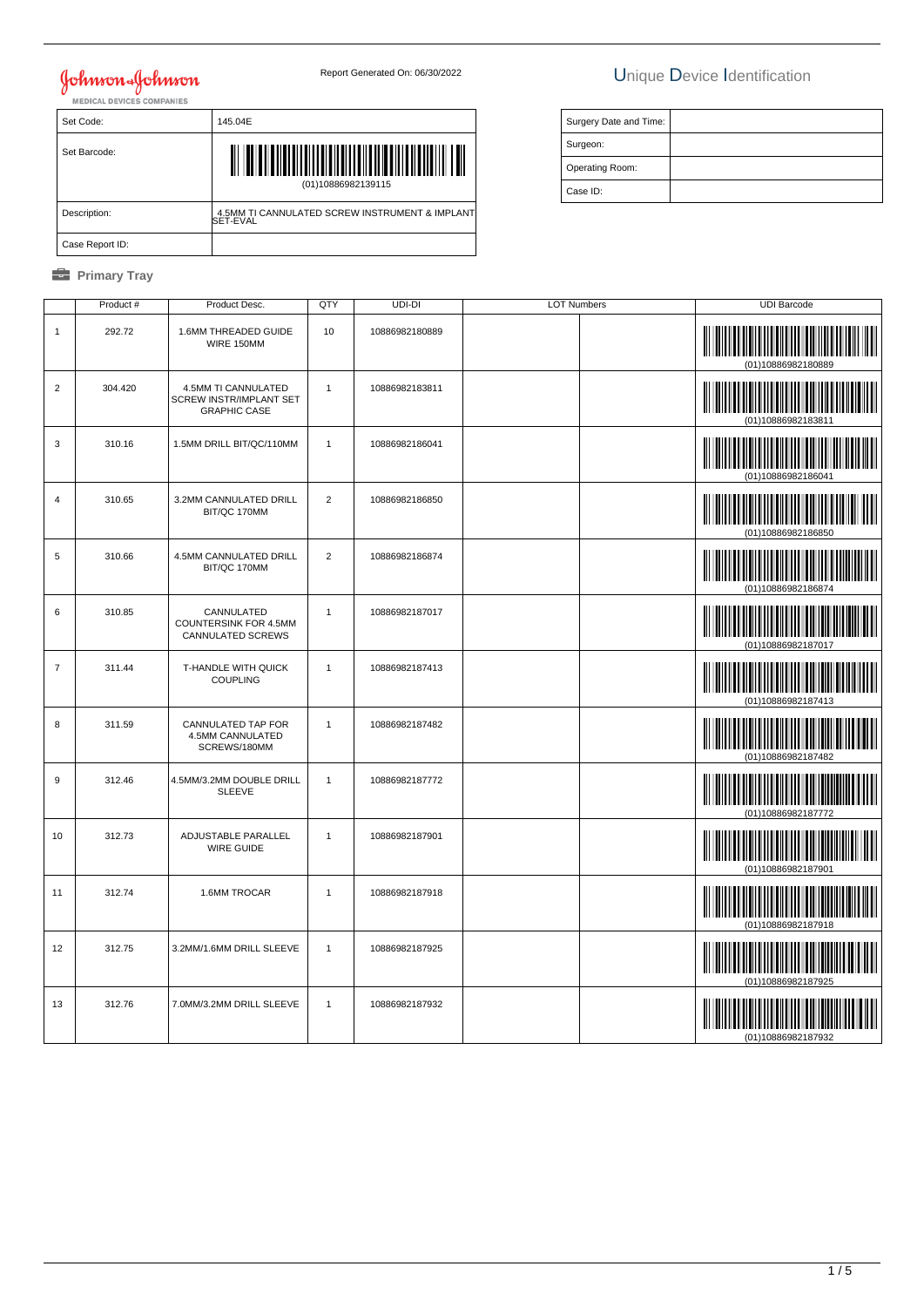Johnson & Johnson MEDICAL DEVICES COMPANIES

Report Generated On: 06/30/2022

# Unique Device Identification

| Set Code: | 145.04E |
|---|---|
| Set Barcode: | (01)10886982139115 |
| Description: | 4.5MM TI CANNULATED SCREW INSTRUMENT & IMPLANT SET-EVAL |
| Case Report ID: | |

| Surgery Date and Time: | |
|---|---|
| Surgeon: | |
| Operating Room: | |
| Case ID: | |

## Primary Tray

| | Product # | Product Desc. | QTY | UDI-DI | LOT Numbers | | UDI Barcode |
|---|---|---|---|---|---|---|---|
| 1 | 292.72 | 1.6MM THREADED GUIDE WIRE 150MM | 10 | 10886982180889 | | | (01)10886982180889 |
| 2 | 304.420 | 4.5MM TI CANNULATED SCREW INSTR/IMPLANT SET GRAPHIC CASE | 1 | 10886982183811 | | | (01)10886982183811 |
| 3 | 310.16 | 1.5MM DRILL BIT/QC/110MM | 1 | 10886982186041 | | | (01)10886982186041 |
| 4 | 310.65 | 3.2MM CANNULATED DRILL BIT/QC 170MM | 2 | 10886982186850 | | | (01)10886982186850 |
| 5 | 310.66 | 4.5MM CANNULATED DRILL BIT/QC 170MM | 2 | 10886982186874 | | | (01)10886982186874 |
| 6 | 310.85 | CANNULATED COUNTERSINK FOR 4.5MM CANNULATED SCREWS | 1 | 10886982187017 | | | (01)10886982187017 |
| 7 | 311.44 | T-HANDLE WITH QUICK COUPLING | 1 | 10886982187413 | | | (01)10886982187413 |
| 8 | 311.59 | CANNULATED TAP FOR 4.5MM CANNULATED SCREWS/180MM | 1 | 10886982187482 | | | (01)10886982187482 |
| 9 | 312.46 | 4.5MM/3.2MM DOUBLE DRILL SLEEVE | 1 | 10886982187772 | | | (01)10886982187772 |
| 10 | 312.73 | ADJUSTABLE PARALLEL WIRE GUIDE | 1 | 10886982187901 | | | (01)10886982187901 |
| 11 | 312.74 | 1.6MM TROCAR | 1 | 10886982187918 | | | (01)10886982187918 |
| 12 | 312.75 | 3.2MM/1.6MM DRILL SLEEVE | 1 | 10886982187925 | | | (01)10886982187925 |
| 13 | 312.76 | 7.0MM/3.2MM DRILL SLEEVE | 1 | 10886982187932 | | | (01)10886982187932 |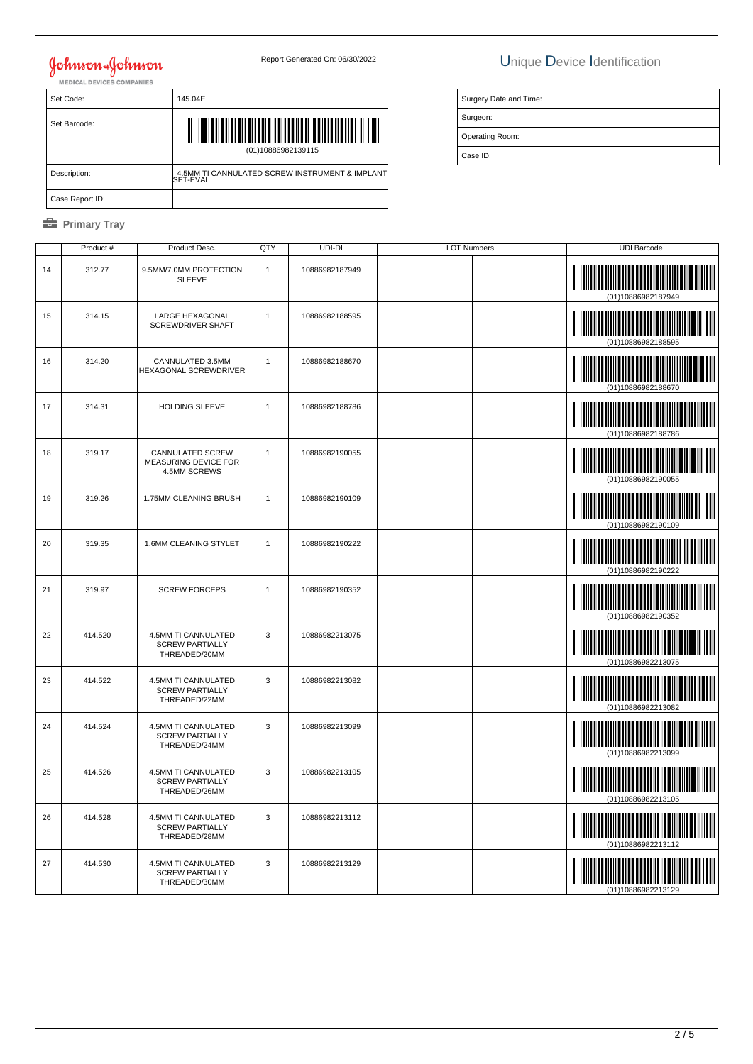Johnson & Johnson MEDICAL DEVICES COMPANIES

Report Generated On: 06/30/2022

# Unique Device Identification

| Set Code: | 145.04E |
|---|---|
| Set Barcode: | (01)10886982139115 |
| Description: | 4.5MM TI CANNULATED SCREW INSTRUMENT & IMPLANT SET-EVAL |
| Case Report ID: | |

| Surgery Date and Time: | |
|---|---|
| Surgeon: | |
| Operating Room: | |
| Case ID: | |

## Primary Tray

| | Product # | Product Desc. | QTY | UDI-DI | LOT Numbers | | UDI Barcode |
|---|---|---|---|---|---|---|---|
| 14 | 312.77 | 9.5MM/7.0MM PROTECTION SLEEVE | 1 | 10886982187949 | | | (01)10886982187949 |
| 15 | 314.15 | LARGE HEXAGONAL SCREWDRIVER SHAFT | 1 | 10886982188595 | | | (01)10886982188595 |
| 16 | 314.20 | CANNULATED 3.5MM HEXAGONAL SCREWDRIVER | 1 | 10886982188670 | | | (01)10886982188670 |
| 17 | 314.31 | HOLDING SLEEVE | 1 | 10886982188786 | | | (01)10886982188786 |
| 18 | 319.17 | CANNULATED SCREW MEASURING DEVICE FOR 4.5MM SCREWS | 1 | 10886982190055 | | | (01)10886982190055 |
| 19 | 319.26 | 1.75MM CLEANING BRUSH | 1 | 10886982190109 | | | (01)10886982190109 |
| 20 | 319.35 | 1.6MM CLEANING STYLET | 1 | 10886982190222 | | | (01)10886982190222 |
| 21 | 319.97 | SCREW FORCEPS | 1 | 10886982190352 | | | (01)10886982190352 |
| 22 | 414.520 | 4.5MM TI CANNULATED SCREW PARTIALLY THREADED/20MM | 3 | 10886982213075 | | | (01)10886982213075 |
| 23 | 414.522 | 4.5MM TI CANNULATED SCREW PARTIALLY THREADED/22MM | 3 | 10886982213082 | | | (01)10886982213082 |
| 24 | 414.524 | 4.5MM TI CANNULATED SCREW PARTIALLY THREADED/24MM | 3 | 10886982213099 | | | (01)10886982213099 |
| 25 | 414.526 | 4.5MM TI CANNULATED SCREW PARTIALLY THREADED/26MM | 3 | 10886982213105 | | | (01)10886982213105 |
| 26 | 414.528 | 4.5MM TI CANNULATED SCREW PARTIALLY THREADED/28MM | 3 | 10886982213112 | | | (01)10886982213112 |
| 27 | 414.530 | 4.5MM TI CANNULATED SCREW PARTIALLY THREADED/30MM | 3 | 10886982213129 | | | (01)10886982213129 |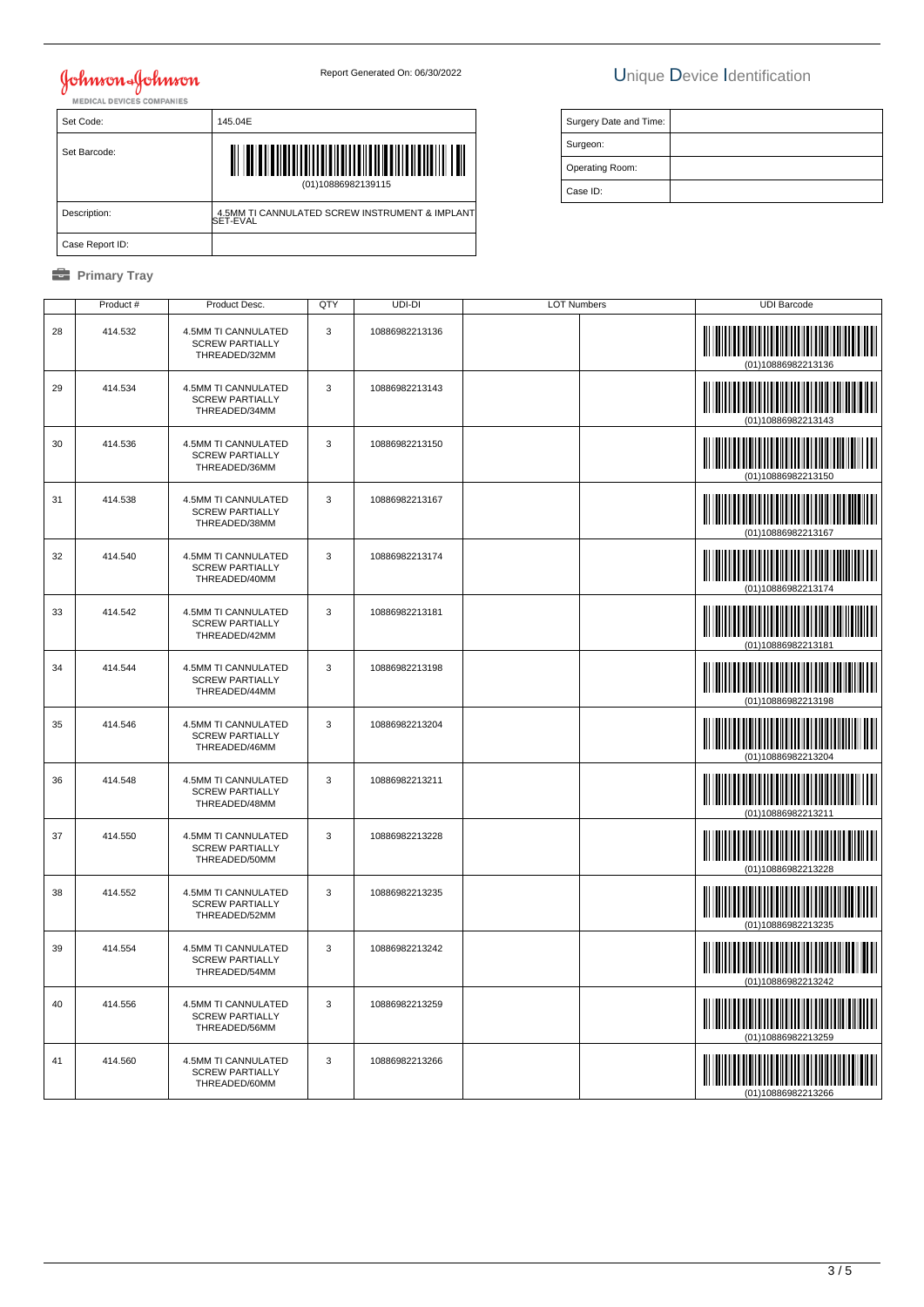**Johnson & Johnson**
MEDICAL DEVICES COMPANIES

Report Generated On: 06/30/2022

# Unique Device Identification

| Set Code: | 145.04E |
|---|---|
| Set Barcode: | (01)10886982139115 |
| Description: | 4.5MM TI CANNULATED SCREW INSTRUMENT & IMPLANT SET-EVAL |
| Case Report ID: | |

| Surgery Date and Time: | |
|---|---|
| Surgeon: | |
| Operating Room: | |
| Case ID: | |

## Primary Tray

| | Product # | Product Desc. | QTY | UDI-DI | LOT Numbers | | UDI Barcode |
|---|---|---|---|---|---|---|---|
| 28 | 414.532 | 4.5MM TI CANNULATED SCREW PARTIALLY THREADED/32MM | 3 | 10886982213136 | | | (01)10886982213136 |
| 29 | 414.534 | 4.5MM TI CANNULATED SCREW PARTIALLY THREADED/34MM | 3 | 10886982213143 | | | (01)10886982213143 |
| 30 | 414.536 | 4.5MM TI CANNULATED SCREW PARTIALLY THREADED/36MM | 3 | 10886982213150 | | | (01)10886982213150 |
| 31 | 414.538 | 4.5MM TI CANNULATED SCREW PARTIALLY THREADED/38MM | 3 | 10886982213167 | | | (01)10886982213167 |
| 32 | 414.540 | 4.5MM TI CANNULATED SCREW PARTIALLY THREADED/40MM | 3 | 10886982213174 | | | (01)10886982213174 |
| 33 | 414.542 | 4.5MM TI CANNULATED SCREW PARTIALLY THREADED/42MM | 3 | 10886982213181 | | | (01)10886982213181 |
| 34 | 414.544 | 4.5MM TI CANNULATED SCREW PARTIALLY THREADED/44MM | 3 | 10886982213198 | | | (01)10886982213198 |
| 35 | 414.546 | 4.5MM TI CANNULATED SCREW PARTIALLY THREADED/46MM | 3 | 10886982213204 | | | (01)10886982213204 |
| 36 | 414.548 | 4.5MM TI CANNULATED SCREW PARTIALLY THREADED/48MM | 3 | 10886982213211 | | | (01)10886982213211 |
| 37 | 414.550 | 4.5MM TI CANNULATED SCREW PARTIALLY THREADED/50MM | 3 | 10886982213228 | | | (01)10886982213228 |
| 38 | 414.552 | 4.5MM TI CANNULATED SCREW PARTIALLY THREADED/52MM | 3 | 10886982213235 | | | (01)10886982213235 |
| 39 | 414.554 | 4.5MM TI CANNULATED SCREW PARTIALLY THREADED/54MM | 3 | 10886982213242 | | | (01)10886982213242 |
| 40 | 414.556 | 4.5MM TI CANNULATED SCREW PARTIALLY THREADED/56MM | 3 | 10886982213259 | | | (01)10886982213259 |
| 41 | 414.560 | 4.5MM TI CANNULATED SCREW PARTIALLY THREADED/60MM | 3 | 10886982213266 | | | (01)10886982213266 |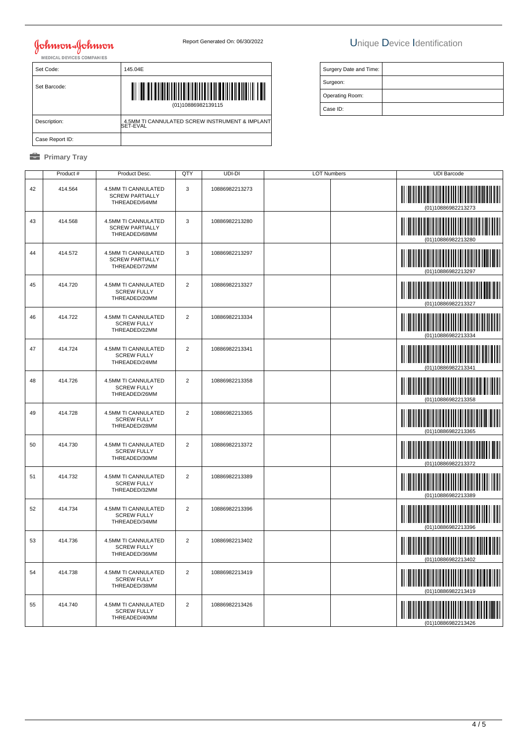Johnson & Johnson
MEDICAL DEVICES COMPANIES

Report Generated On: 06/30/2022

# Unique Device Identification

| Set Code: | 145.04E |
|---|---|
| Set Barcode: | (01)10886982139115 |
| Description: | 4.5MM TI CANNULATED SCREW INSTRUMENT & IMPLANT SET-EVAL |
| Case Report ID: | |

| Surgery Date and Time: | |
|---|---|
| Surgeon: | |
| Operating Room: | |
| Case ID: | |

## Primary Tray

| | Product # | Product Desc. | QTY | UDI-DI | LOT Numbers | | UDI Barcode |
|---|---|---|---|---|---|---|---|
| 42 | 414.564 | 4.5MM TI CANNULATED SCREW PARTIALLY THREADED/64MM | 3 | 10886982213273 | | | (01)10886982213273 |
| 43 | 414.568 | 4.5MM TI CANNULATED SCREW PARTIALLY THREADED/68MM | 3 | 10886982213280 | | | (01)10886982213280 |
| 44 | 414.572 | 4.5MM TI CANNULATED SCREW PARTIALLY THREADED/72MM | 3 | 10886982213297 | | | (01)10886982213297 |
| 45 | 414.720 | 4.5MM TI CANNULATED SCREW FULLY THREADED/20MM | 2 | 10886982213327 | | | (01)10886982213327 |
| 46 | 414.722 | 4.5MM TI CANNULATED SCREW FULLY THREADED/22MM | 2 | 10886982213334 | | | (01)10886982213334 |
| 47 | 414.724 | 4.5MM TI CANNULATED SCREW FULLY THREADED/24MM | 2 | 10886982213341 | | | (01)10886982213341 |
| 48 | 414.726 | 4.5MM TI CANNULATED SCREW FULLY THREADED/26MM | 2 | 10886982213358 | | | (01)10886982213358 |
| 49 | 414.728 | 4.5MM TI CANNULATED SCREW FULLY THREADED/28MM | 2 | 10886982213365 | | | (01)10886982213365 |
| 50 | 414.730 | 4.5MM TI CANNULATED SCREW FULLY THREADED/30MM | 2 | 10886982213372 | | | (01)10886982213372 |
| 51 | 414.732 | 4.5MM TI CANNULATED SCREW FULLY THREADED/32MM | 2 | 10886982213389 | | | (01)10886982213389 |
| 52 | 414.734 | 4.5MM TI CANNULATED SCREW FULLY THREADED/34MM | 2 | 10886982213396 | | | (01)10886982213396 |
| 53 | 414.736 | 4.5MM TI CANNULATED SCREW FULLY THREADED/36MM | 2 | 10886982213402 | | | (01)10886982213402 |
| 54 | 414.738 | 4.5MM TI CANNULATED SCREW FULLY THREADED/38MM | 2 | 10886982213419 | | | (01)10886982213419 |
| 55 | 414.740 | 4.5MM TI CANNULATED SCREW FULLY THREADED/40MM | 2 | 10886982213426 | | | (01)10886982213426 |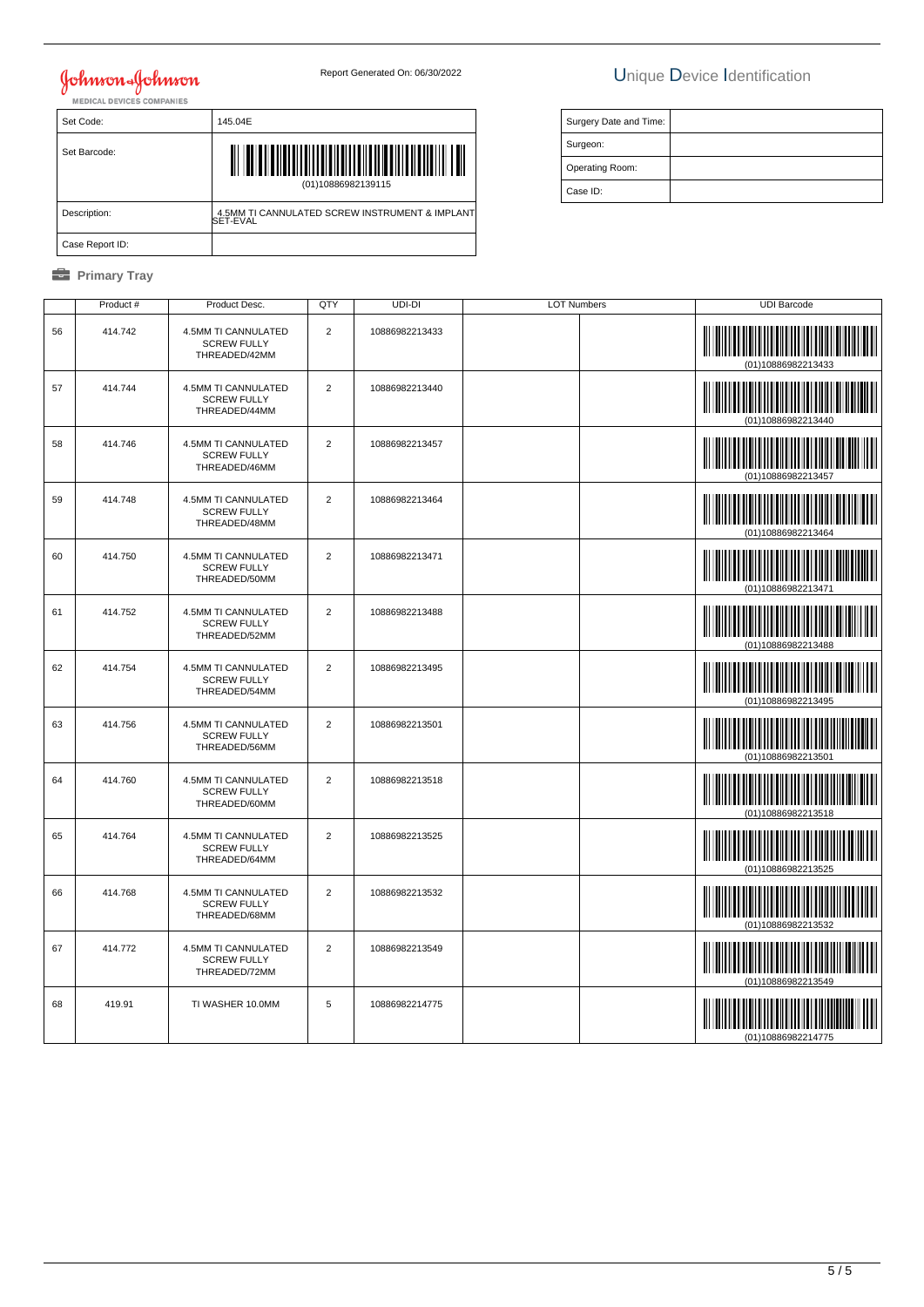Johnson & Johnson
MEDICAL DEVICES COMPANIES

Report Generated On: 06/30/2022

# Unique Device Identification

| | |
|---|---|
| Set Code: | 145.04E |
| Set Barcode: | (01)10886982139115 |
| Description: | 4.5MM TI CANNULATED SCREW INSTRUMENT & IMPLANT SET-EVAL |
| Case Report ID: | |

| | |
|---|---|
| Surgery Date and Time: | |
| Surgeon: | |
| Operating Room: | |
| Case ID: | |

## Primary Tray

| | Product # | Product Desc. | QTY | UDI-DI | LOT Numbers | | UDI Barcode |
|---|---|---|---|---|---|---|---|
| 56 | 414.742 | 4.5MM TI CANNULATED SCREW FULLY THREADED/42MM | 2 | 10886982213433 | | | (01)10886982213433 |
| 57 | 414.744 | 4.5MM TI CANNULATED SCREW FULLY THREADED/44MM | 2 | 10886982213440 | | | (01)10886982213440 |
| 58 | 414.746 | 4.5MM TI CANNULATED SCREW FULLY THREADED/46MM | 2 | 10886982213457 | | | (01)10886982213457 |
| 59 | 414.748 | 4.5MM TI CANNULATED SCREW FULLY THREADED/48MM | 2 | 10886982213464 | | | (01)10886982213464 |
| 60 | 414.750 | 4.5MM TI CANNULATED SCREW FULLY THREADED/50MM | 2 | 10886982213471 | | | (01)10886982213471 |
| 61 | 414.752 | 4.5MM TI CANNULATED SCREW FULLY THREADED/52MM | 2 | 10886982213488 | | | (01)10886982213488 |
| 62 | 414.754 | 4.5MM TI CANNULATED SCREW FULLY THREADED/54MM | 2 | 10886982213495 | | | (01)10886982213495 |
| 63 | 414.756 | 4.5MM TI CANNULATED SCREW FULLY THREADED/56MM | 2 | 10886982213501 | | | (01)10886982213501 |
| 64 | 414.760 | 4.5MM TI CANNULATED SCREW FULLY THREADED/60MM | 2 | 10886982213518 | | | (01)10886982213518 |
| 65 | 414.764 | 4.5MM TI CANNULATED SCREW FULLY THREADED/64MM | 2 | 10886982213525 | | | (01)10886982213525 |
| 66 | 414.768 | 4.5MM TI CANNULATED SCREW FULLY THREADED/68MM | 2 | 10886982213532 | | | (01)10886982213532 |
| 67 | 414.772 | 4.5MM TI CANNULATED SCREW FULLY THREADED/72MM | 2 | 10886982213549 | | | (01)10886982213549 |
| 68 | 419.91 | TI WASHER 10.0MM | 5 | 10886982214775 | | | (01)10886982214775 |